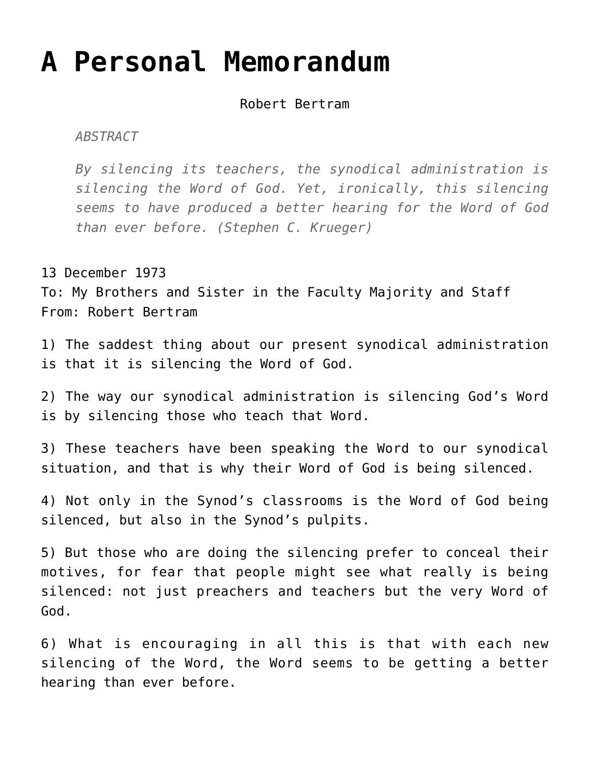# A Personal Memorandum

Robert Bertram

*ABSTRACT*

*By silencing its teachers, the synodical administration is silencing the Word of God. Yet, ironically, this silencing seems to have produced a better hearing for the Word of God than ever before. (Stephen C. Krueger)*

13 December 1973
To: My Brothers and Sister in the Faculty Majority and Staff
From: Robert Bertram

1) The saddest thing about our present synodical administration is that it is silencing the Word of God.

2) The way our synodical administration is silencing God's Word is by silencing those who teach that Word.

3) These teachers have been speaking the Word to our synodical situation, and that is why their Word of God is being silenced.

4) Not only in the Synod's classrooms is the Word of God being silenced, but also in the Synod's pulpits.

5) But those who are doing the silencing prefer to conceal their motives, for fear that people might see what really is being silenced: not just preachers and teachers but the very Word of God.

6) What is encouraging in all this is that with each new silencing of the Word, the Word seems to be getting a better hearing than ever before.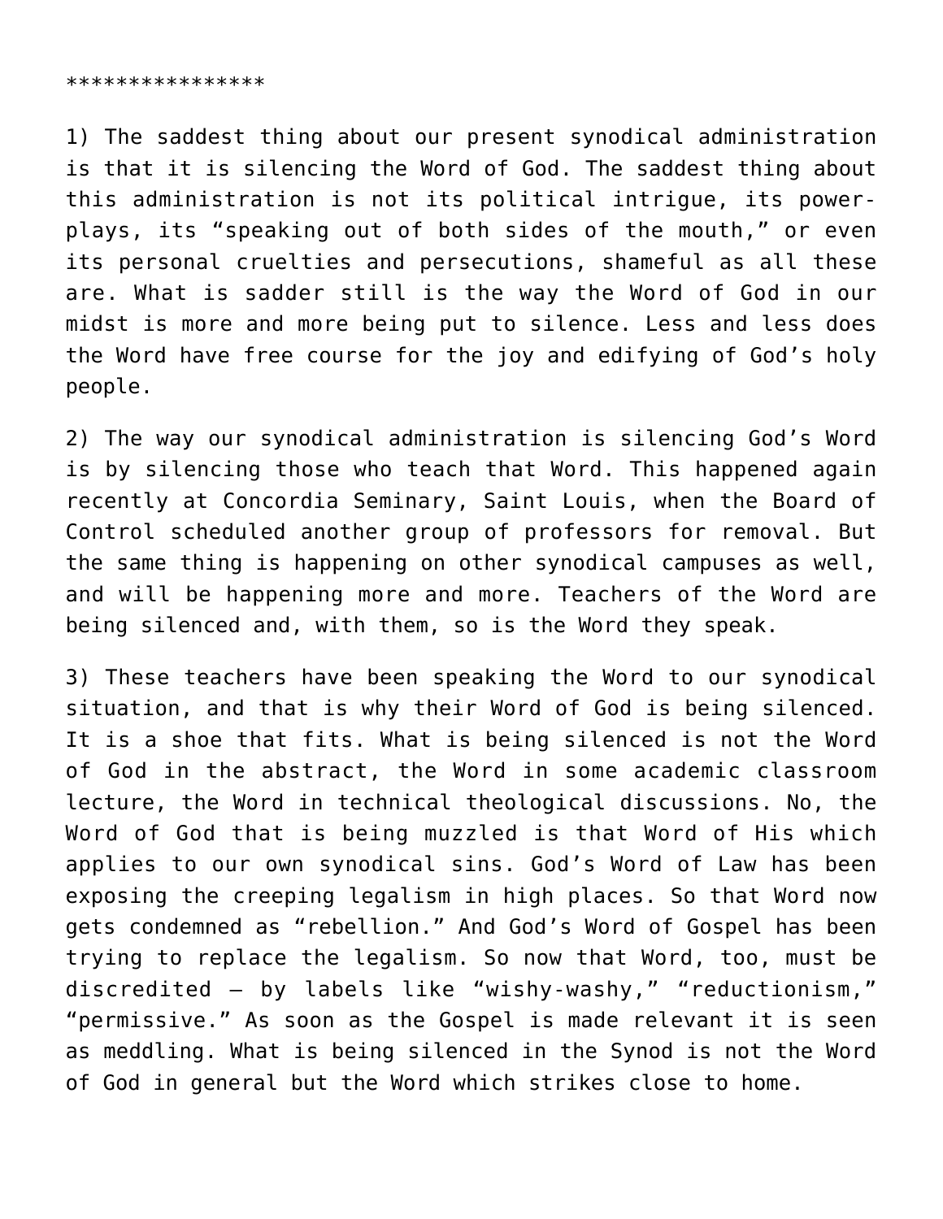****************

1) The saddest thing about our present synodical administration is that it is silencing the Word of God. The saddest thing about this administration is not its political intrigue, its power-plays, its "speaking out of both sides of the mouth," or even its personal cruelties and persecutions, shameful as all these are. What is sadder still is the way the Word of God in our midst is more and more being put to silence. Less and less does the Word have free course for the joy and edifying of God's holy people.

2) The way our synodical administration is silencing God's Word is by silencing those who teach that Word. This happened again recently at Concordia Seminary, Saint Louis, when the Board of Control scheduled another group of professors for removal. But the same thing is happening on other synodical campuses as well, and will be happening more and more. Teachers of the Word are being silenced and, with them, so is the Word they speak.

3) These teachers have been speaking the Word to our synodical situation, and that is why their Word of God is being silenced. It is a shoe that fits. What is being silenced is not the Word of God in the abstract, the Word in some academic classroom lecture, the Word in technical theological discussions. No, the Word of God that is being muzzled is that Word of His which applies to our own synodical sins. God's Word of Law has been exposing the creeping legalism in high places. So that Word now gets condemned as "rebellion." And God's Word of Gospel has been trying to replace the legalism. So now that Word, too, must be discredited – by labels like "wishy-washy," "reductionism," "permissive." As soon as the Gospel is made relevant it is seen as meddling. What is being silenced in the Synod is not the Word of God in general but the Word which strikes close to home.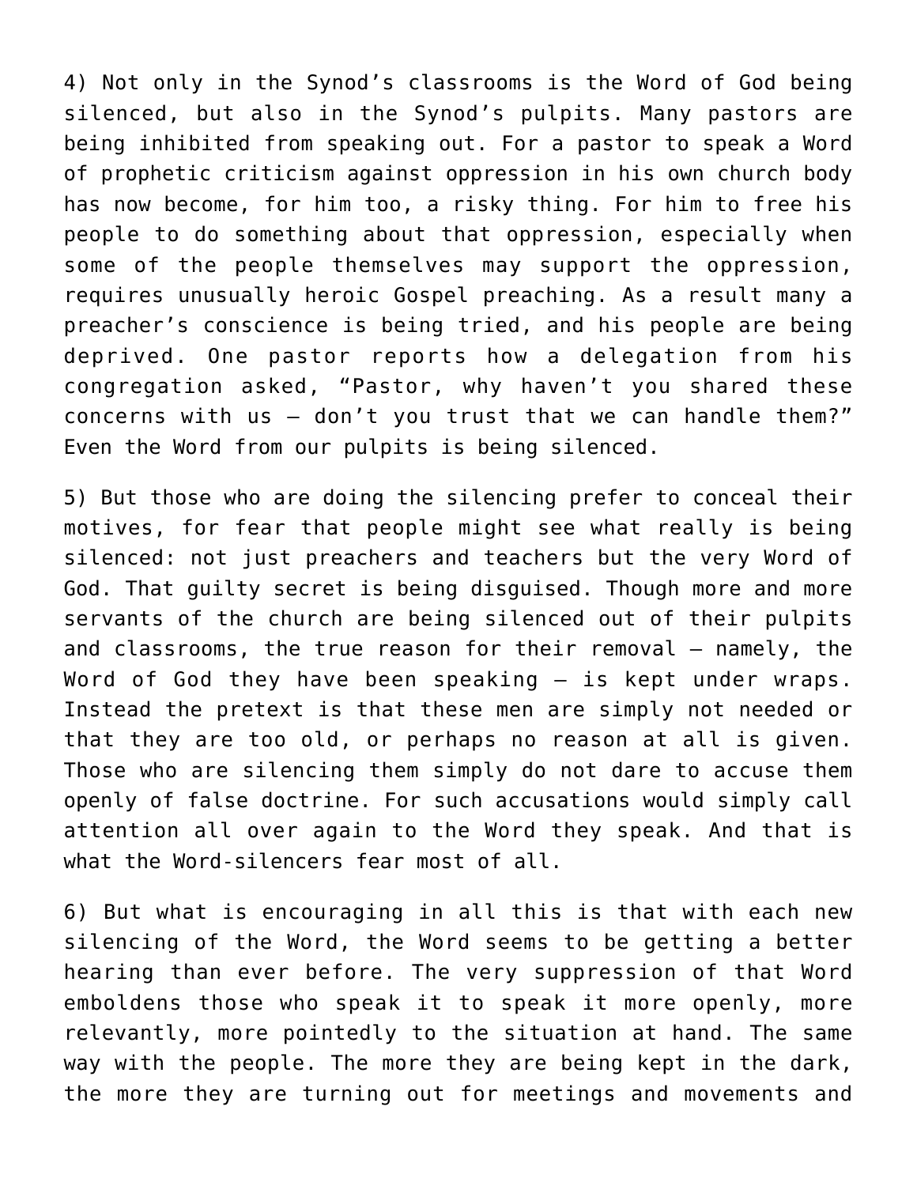4) Not only in the Synod's classrooms is the Word of God being silenced, but also in the Synod's pulpits. Many pastors are being inhibited from speaking out. For a pastor to speak a Word of prophetic criticism against oppression in his own church body has now become, for him too, a risky thing. For him to free his people to do something about that oppression, especially when some of the people themselves may support the oppression, requires unusually heroic Gospel preaching. As a result many a preacher's conscience is being tried, and his people are being deprived. One pastor reports how a delegation from his congregation asked, "Pastor, why haven't you shared these concerns with us – don't you trust that we can handle them?" Even the Word from our pulpits is being silenced.

5) But those who are doing the silencing prefer to conceal their motives, for fear that people might see what really is being silenced: not just preachers and teachers but the very Word of God. That guilty secret is being disguised. Though more and more servants of the church are being silenced out of their pulpits and classrooms, the true reason for their removal – namely, the Word of God they have been speaking – is kept under wraps. Instead the pretext is that these men are simply not needed or that they are too old, or perhaps no reason at all is given. Those who are silencing them simply do not dare to accuse them openly of false doctrine. For such accusations would simply call attention all over again to the Word they speak. And that is what the Word-silencers fear most of all.

6) But what is encouraging in all this is that with each new silencing of the Word, the Word seems to be getting a better hearing than ever before. The very suppression of that Word emboldens those who speak it to speak it more openly, more relevantly, more pointedly to the situation at hand. The same way with the people. The more they are being kept in the dark, the more they are turning out for meetings and movements and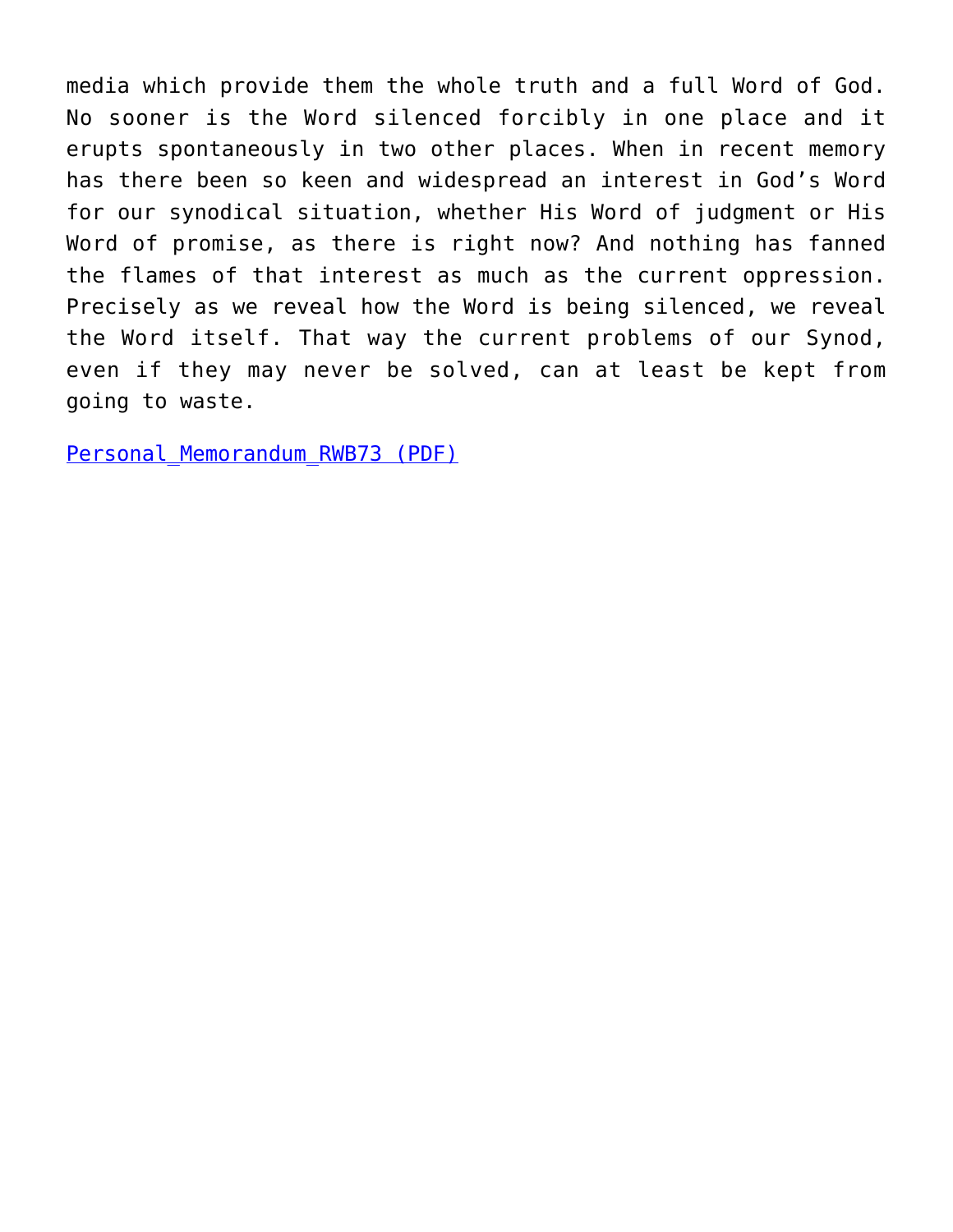media which provide them the whole truth and a full Word of God. No sooner is the Word silenced forcibly in one place and it erupts spontaneously in two other places. When in recent memory has there been so keen and widespread an interest in God's Word for our synodical situation, whether His Word of judgment or His Word of promise, as there is right now? And nothing has fanned the flames of that interest as much as the current oppression. Precisely as we reveal how the Word is being silenced, we reveal the Word itself. That way the current problems of our Synod, even if they may never be solved, can at least be kept from going to waste.

Personal_Memorandum_RWB73 (PDF)